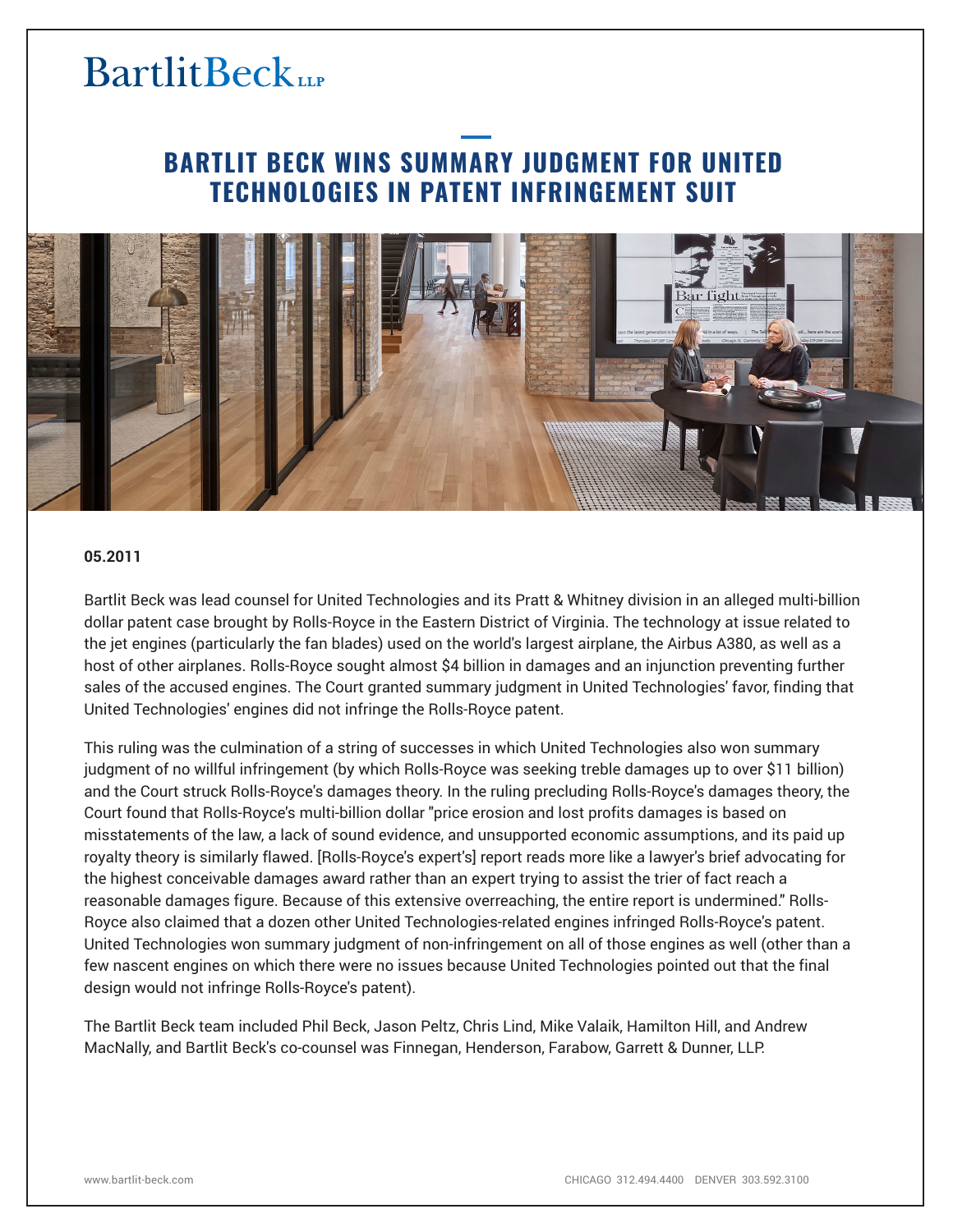# BARTLIT BECK WINS SUMMARY JUDGMENT FOR UNITED TECHNOLOGIES IN PATENT INFRINGEMENT SUIT

**05.2011**

Bartlit Beck was lead counsel for United Technologies and its Pratt & Whitney division in an alleged multi-billion dollar patent case brought by Rolls-Royce in the Eastern District of Virginia. The technology at issue related to the jet engines (particularly the fan blades) used on the world's largest airplane, the Airbus A380, as well as a host of other airplanes. Rolls-Royce sought almost $4 billion in damages and an injunction preventing further sales of the accused engines. The Court granted summary judgment in United Technologies' favor, finding that United Technologies' engines did not infringe the Rolls-Royce patent.

This ruling was the culmination of a string of successes in which United Technologies also won summary judgment of no willful infringement (by which Rolls-Royce was seeking treble damages up to over $11 billion) and the Court struck Rolls-Royce's damages theory. In the ruling precluding Rolls-Royce's damages theory, the Court found that Rolls-Royce's multi-billion dollar "price erosion and lost profits damages is based on misstatements of the law, a lack of sound evidence, and unsupported economic assumptions, and its paid up royalty theory is similarly flawed. [Rolls-Royce's expert's] report reads more like a lawyer's brief advocating for the highest conceivable damages award rather than an expert trying to assist the trier of fact reach a reasonable damages figure. Because of this extensive overreaching, the entire report is undermined." Rolls-Royce also claimed that a dozen other United Technologies-related engines infringed Rolls-Royce's patent. United Technologies won summary judgment of non-infringement on all of those engines as well (other than a few nascent engines on which there were no issues because United Technologies pointed out that the final design would not infringe Rolls-Royce's patent).

The Bartlit Beck team included Phil Beck, Jason Peltz, Chris Lind, Mike Valaik, Hamilton Hill, and Andrew MacNally, and Bartlit Beck's co-counsel was Finnegan, Henderson, Farabow, Garrett & Dunner, LLP.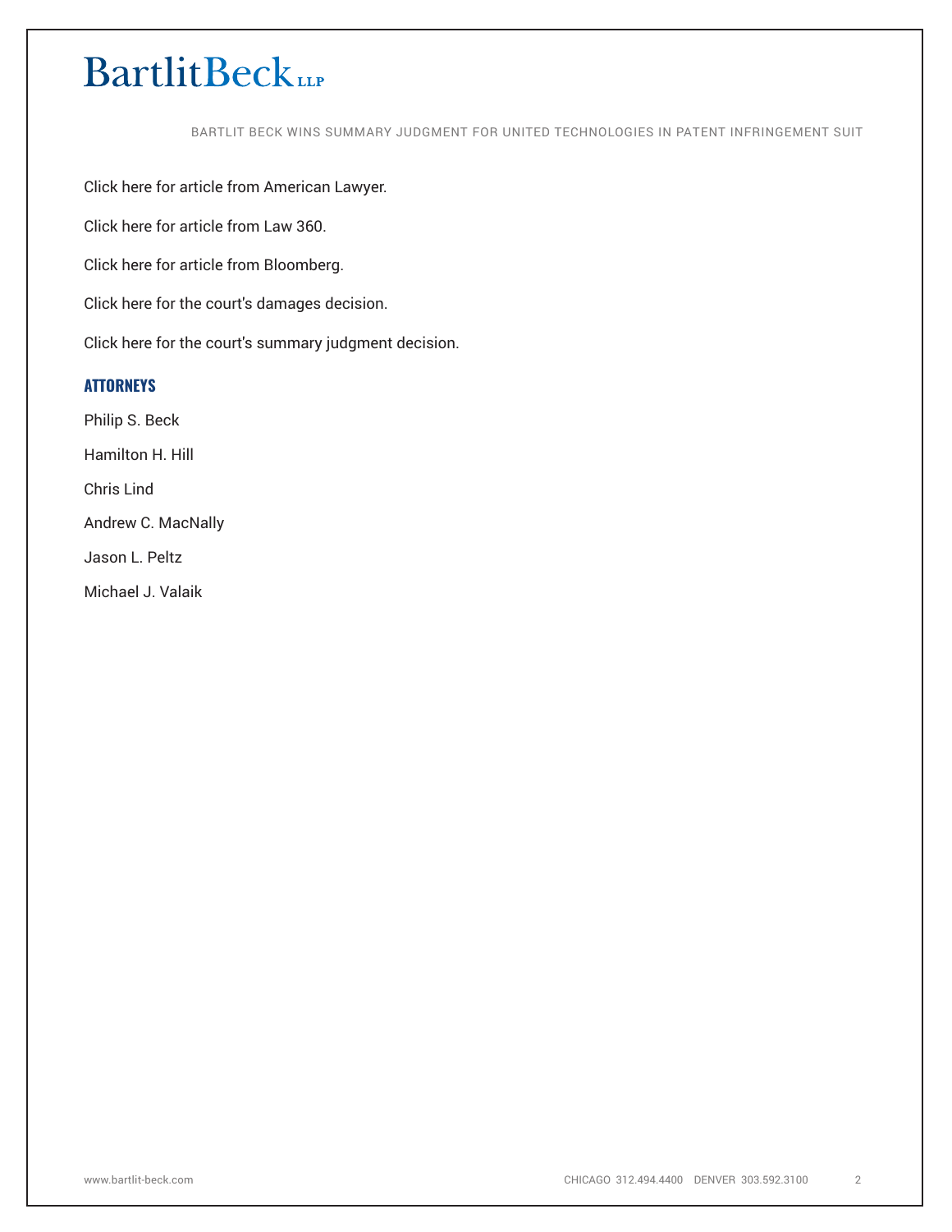Click here for article from American Lawyer.

Click here for article from Law 360.

Click here for article from Bloomberg.

Click here for the court's damages decision.

Click here for the court's summary judgment decision.

### ATTORNEYS

Philip S. Beck

Hamilton H. Hill

Chris Lind

Andrew C. MacNally

Jason L. Peltz

Michael J. Valaik